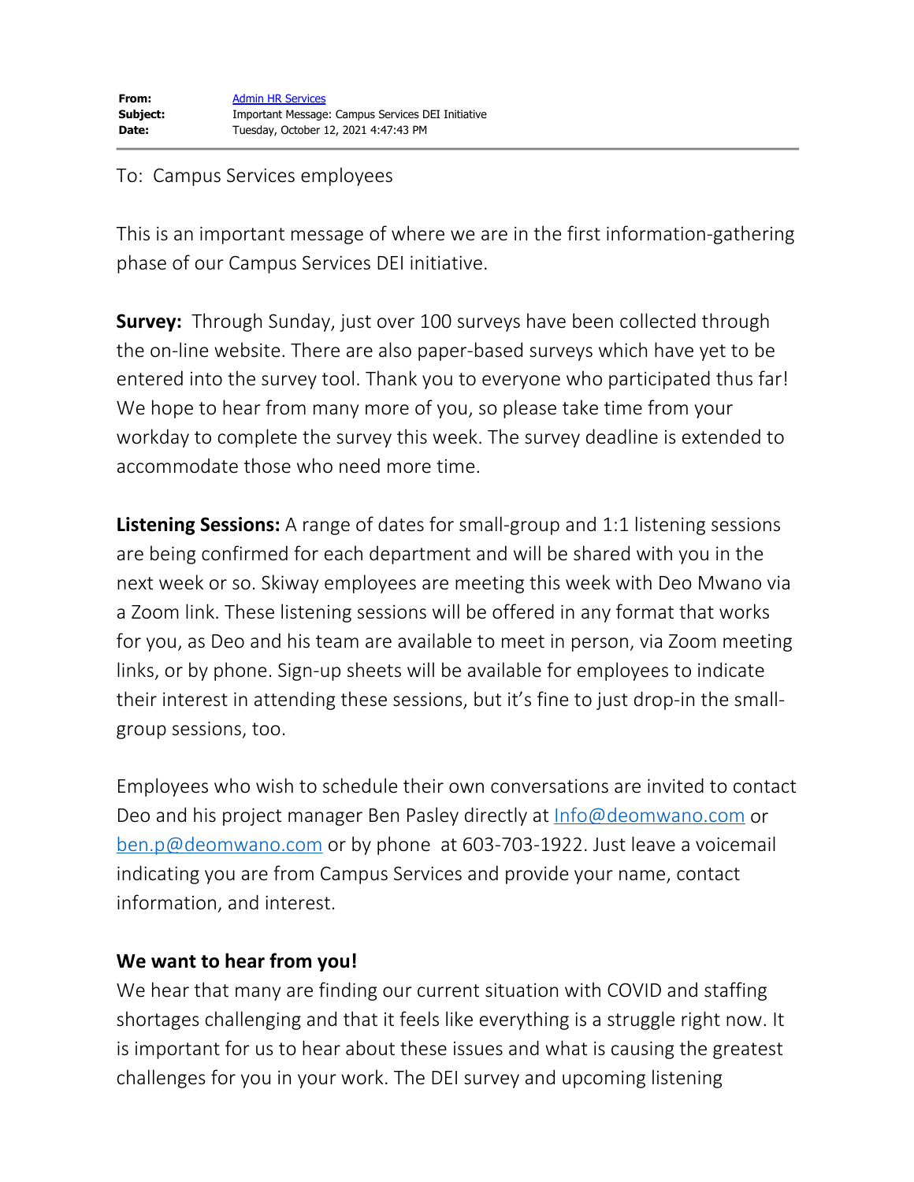**From:** [Admin HR Services]
**Subject:** Important Message: Campus Services DEI Initiative
**Date:** Tuesday, October 12, 2021 4:47:43 PM

---

To: Campus Services employees

This is an important message of where we are in the first information-gathering phase of our Campus Services DEI initiative.

**Survey:** Through Sunday, just over 100 surveys have been collected through the on-line website. There are also paper-based surveys which have yet to be entered into the survey tool. Thank you to everyone who participated thus far! We hope to hear from many more of you, so please take time from your workday to complete the survey this week. The survey deadline is extended to accommodate those who need more time.

**Listening Sessions:** A range of dates for small-group and 1:1 listening sessions are being confirmed for each department and will be shared with you in the next week or so. Skiway employees are meeting this week with Deo Mwano via a Zoom link. These listening sessions will be offered in any format that works for you, as Deo and his team are available to meet in person, via Zoom meeting links, or by phone. Sign-up sheets will be available for employees to indicate their interest in attending these sessions, but it's fine to just drop-in the small-group sessions, too.

Employees who wish to schedule their own conversations are invited to contact Deo and his project manager Ben Pasley directly at Info@deomwano.com or ben.p@deomwano.com or by phone at 603-703-1922. Just leave a voicemail indicating you are from Campus Services and provide your name, contact information, and interest.

**We want to hear from you!**

We hear that many are finding our current situation with COVID and staffing shortages challenging and that it feels like everything is a struggle right now. It is important for us to hear about these issues and what is causing the greatest challenges for you in your work. The DEI survey and upcoming listening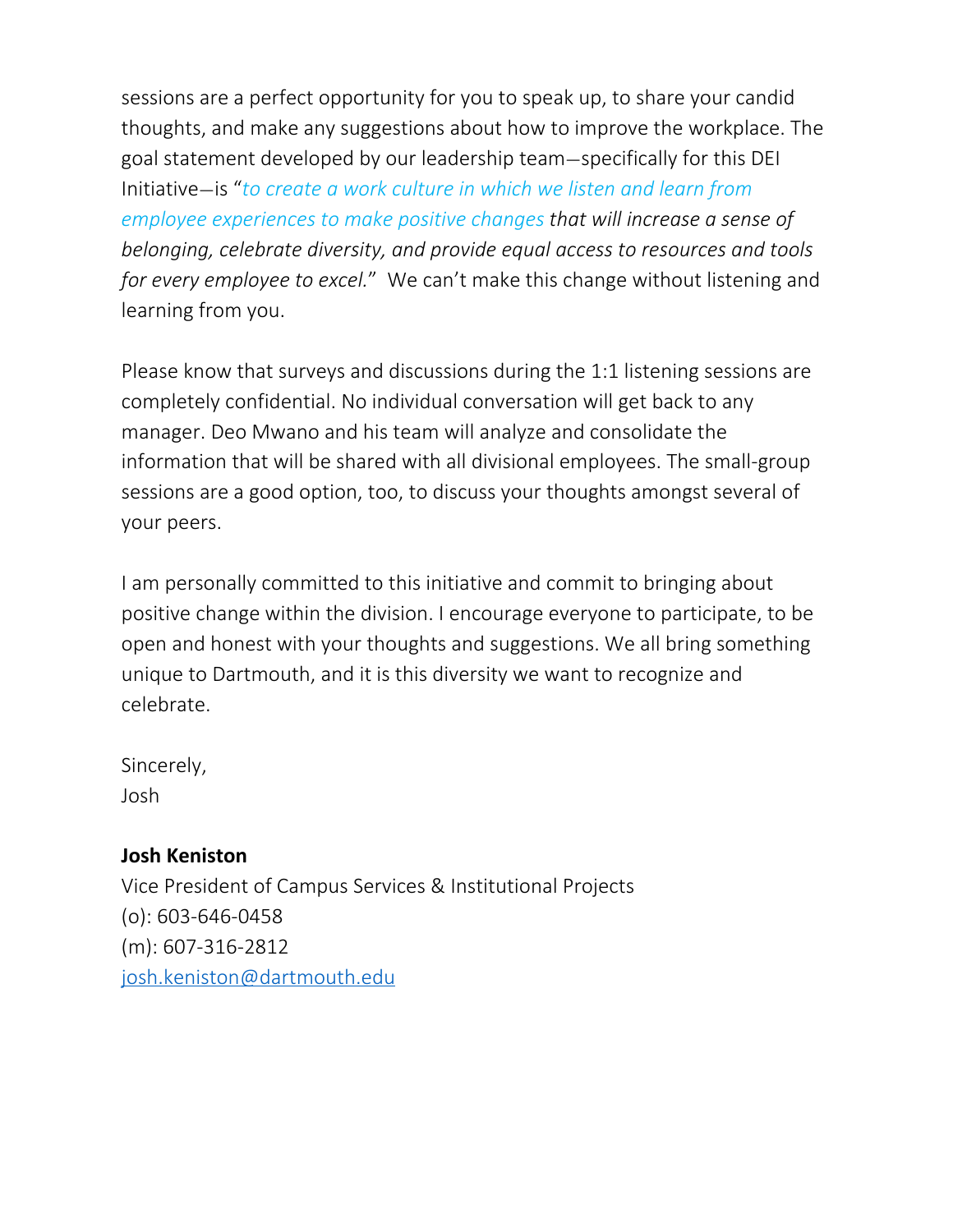sessions are a perfect opportunity for you to speak up, to share your candid thoughts, and make any suggestions about how to improve the workplace. The goal statement developed by our leadership team—specifically for this DEI Initiative—is "*to create a work culture in which we listen and learn from employee experiences to make positive changes that will increase a sense of belonging, celebrate diversity, and provide equal access to resources and tools for every employee to excel.*" We can't make this change without listening and learning from you.

Please know that surveys and discussions during the 1:1 listening sessions are completely confidential. No individual conversation will get back to any manager. Deo Mwano and his team will analyze and consolidate the information that will be shared with all divisional employees. The small-group sessions are a good option, too, to discuss your thoughts amongst several of your peers.

I am personally committed to this initiative and commit to bringing about positive change within the division. I encourage everyone to participate, to be open and honest with your thoughts and suggestions. We all bring something unique to Dartmouth, and it is this diversity we want to recognize and celebrate.

Sincerely,  
Josh

**Josh Keniston**  
Vice President of Campus Services & Institutional Projects  
(o): 603-646-0458  
(m): 607-316-2812  
josh.keniston@dartmouth.edu